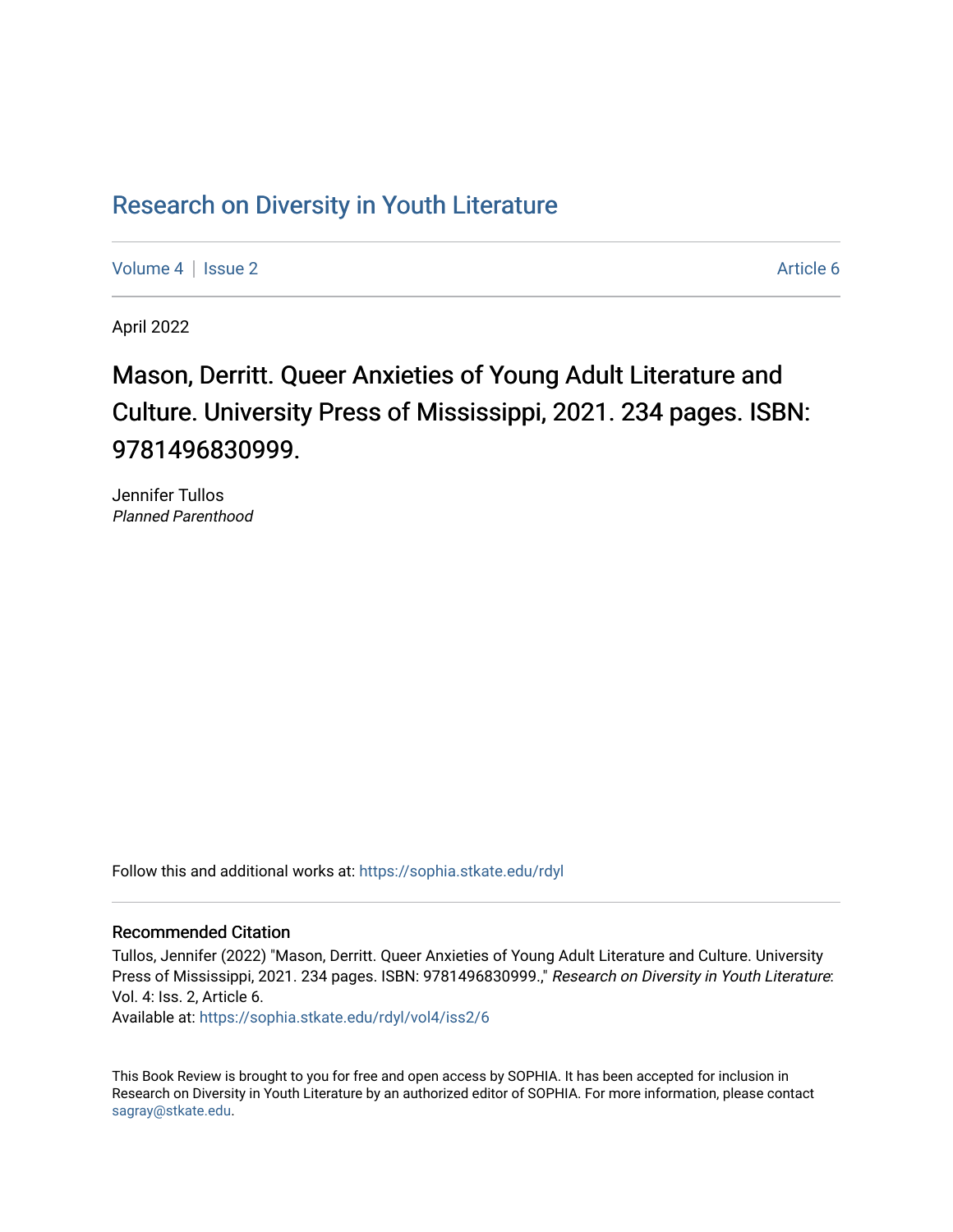# Research on Diversity in Youth Literature

Volume 4 | Issue 2 | Article 6

April 2022

## Mason, Derritt. Queer Anxieties of Young Adult Literature and Culture. University Press of Mississippi, 2021. 234 pages. ISBN: 9781496830999.

Jennifer Tullos
*Planned Parenthood*

Follow this and additional works at: https://sophia.stkate.edu/rdyl

### Recommended Citation

Tullos, Jennifer (2022) "Mason, Derritt. Queer Anxieties of Young Adult Literature and Culture. University Press of Mississippi, 2021. 234 pages. ISBN: 9781496830999.," *Research on Diversity in Youth Literature*: Vol. 4: Iss. 2, Article 6.
Available at: https://sophia.stkate.edu/rdyl/vol4/iss2/6

This Book Review is brought to you for free and open access by SOPHIA. It has been accepted for inclusion in Research on Diversity in Youth Literature by an authorized editor of SOPHIA. For more information, please contact sagray@stkate.edu.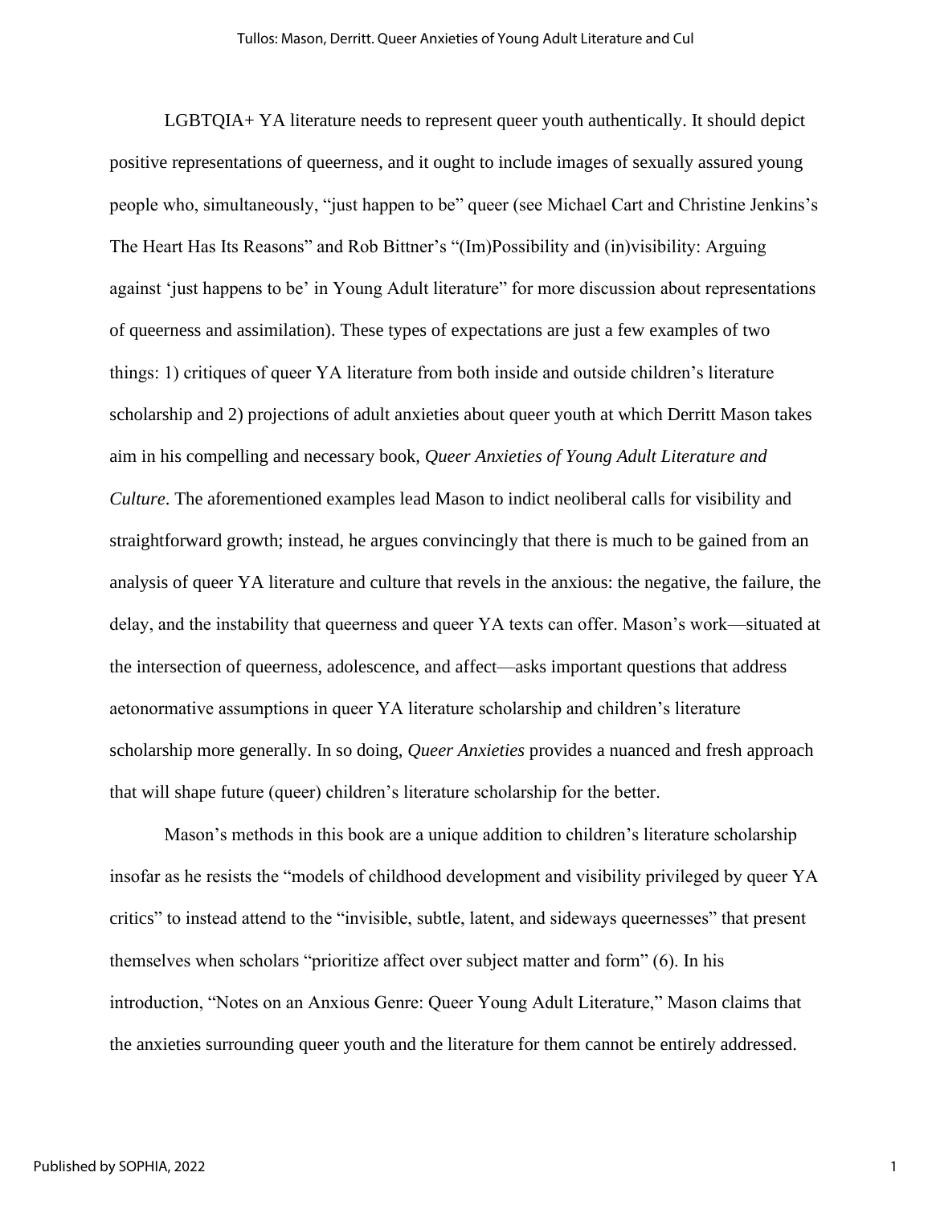LGBTQIA+ YA literature needs to represent queer youth authentically. It should depict positive representations of queerness, and it ought to include images of sexually assured young people who, simultaneously, "just happen to be" queer (see Michael Cart and Christine Jenkins's The Heart Has Its Reasons" and Rob Bittner's "(Im)Possibility and (in)visibility: Arguing against 'just happens to be' in Young Adult literature" for more discussion about representations of queerness and assimilation). These types of expectations are just a few examples of two things: 1) critiques of queer YA literature from both inside and outside children's literature scholarship and 2) projections of adult anxieties about queer youth at which Derritt Mason takes aim in his compelling and necessary book, *Queer Anxieties of Young Adult Literature and Culture*. The aforementioned examples lead Mason to indict neoliberal calls for visibility and straightforward growth; instead, he argues convincingly that there is much to be gained from an analysis of queer YA literature and culture that revels in the anxious: the negative, the failure, the delay, and the instability that queerness and queer YA texts can offer. Mason's work—situated at the intersection of queerness, adolescence, and affect—asks important questions that address aetonormative assumptions in queer YA literature scholarship and children's literature scholarship more generally. In so doing, *Queer Anxieties* provides a nuanced and fresh approach that will shape future (queer) children's literature scholarship for the better.

Mason's methods in this book are a unique addition to children's literature scholarship insofar as he resists the "models of childhood development and visibility privileged by queer YA critics" to instead attend to the "invisible, subtle, latent, and sideways queernesses" that present themselves when scholars "prioritize affect over subject matter and form" (6). In his introduction, "Notes on an Anxious Genre: Queer Young Adult Literature," Mason claims that the anxieties surrounding queer youth and the literature for them cannot be entirely addressed.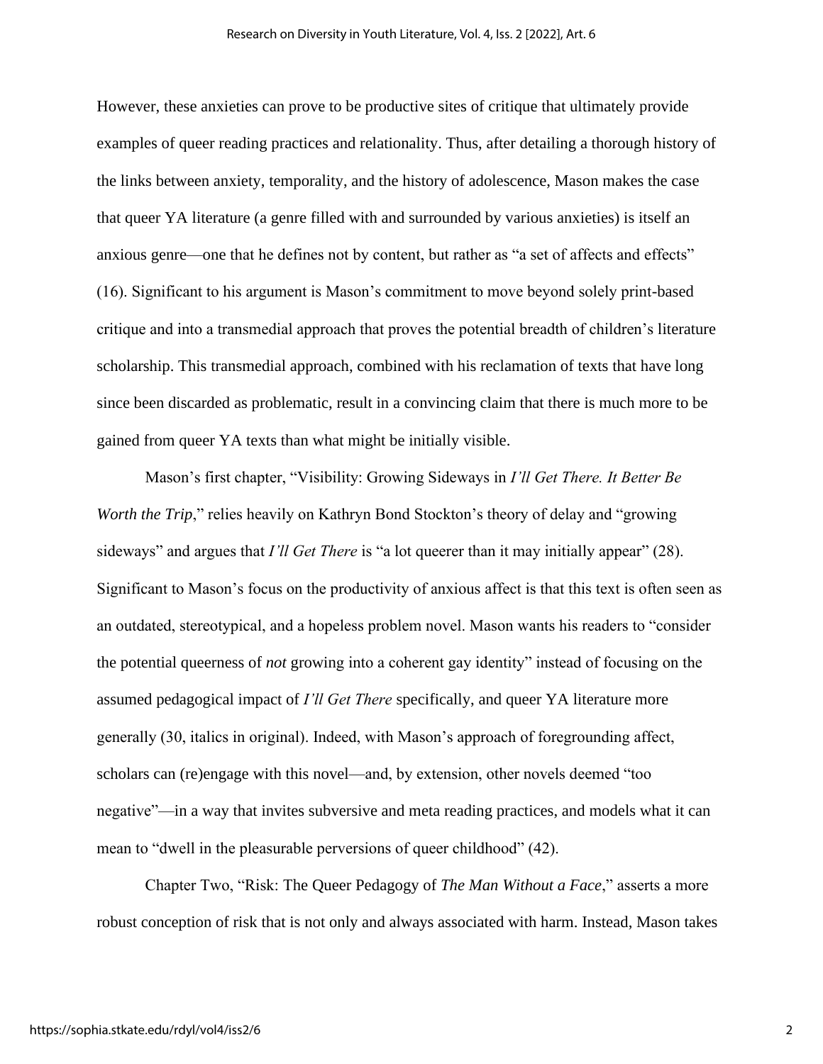However, these anxieties can prove to be productive sites of critique that ultimately provide examples of queer reading practices and relationality. Thus, after detailing a thorough history of the links between anxiety, temporality, and the history of adolescence, Mason makes the case that queer YA literature (a genre filled with and surrounded by various anxieties) is itself an anxious genre—one that he defines not by content, but rather as "a set of affects and effects" (16). Significant to his argument is Mason's commitment to move beyond solely print-based critique and into a transmedial approach that proves the potential breadth of children's literature scholarship. This transmedial approach, combined with his reclamation of texts that have long since been discarded as problematic, result in a convincing claim that there is much more to be gained from queer YA texts than what might be initially visible.

Mason's first chapter, "Visibility: Growing Sideways in *I'll Get There. It Better Be Worth the Trip*," relies heavily on Kathryn Bond Stockton's theory of delay and "growing sideways" and argues that *I'll Get There* is "a lot queerer than it may initially appear" (28). Significant to Mason's focus on the productivity of anxious affect is that this text is often seen as an outdated, stereotypical, and a hopeless problem novel. Mason wants his readers to "consider the potential queerness of *not* growing into a coherent gay identity" instead of focusing on the assumed pedagogical impact of *I'll Get There* specifically, and queer YA literature more generally (30, italics in original). Indeed, with Mason's approach of foregrounding affect, scholars can (re)engage with this novel—and, by extension, other novels deemed "too negative"—in a way that invites subversive and meta reading practices, and models what it can mean to "dwell in the pleasurable perversions of queer childhood" (42).

Chapter Two, "Risk: The Queer Pedagogy of *The Man Without a Face*," asserts a more robust conception of risk that is not only and always associated with harm. Instead, Mason takes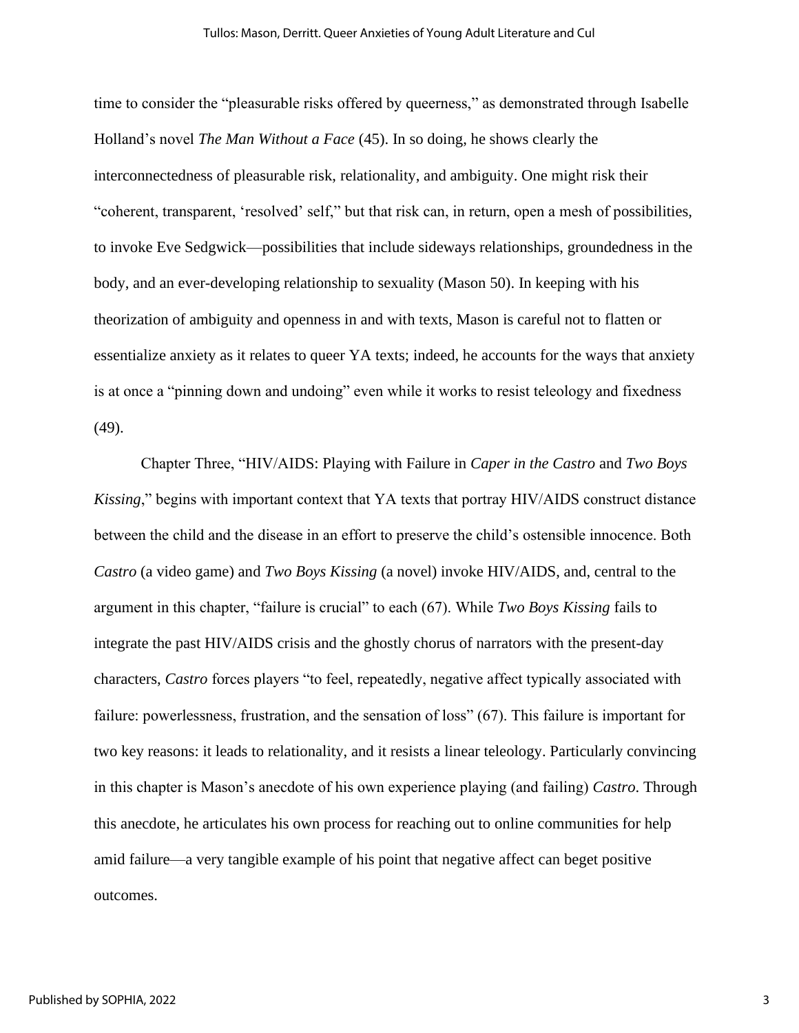time to consider the "pleasurable risks offered by queerness," as demonstrated through Isabelle Holland's novel *The Man Without a Face* (45). In so doing, he shows clearly the interconnectedness of pleasurable risk, relationality, and ambiguity. One might risk their "coherent, transparent, 'resolved' self," but that risk can, in return, open a mesh of possibilities, to invoke Eve Sedgwick—possibilities that include sideways relationships, groundedness in the body, and an ever-developing relationship to sexuality (Mason 50). In keeping with his theorization of ambiguity and openness in and with texts, Mason is careful not to flatten or essentialize anxiety as it relates to queer YA texts; indeed, he accounts for the ways that anxiety is at once a "pinning down and undoing" even while it works to resist teleology and fixedness (49).

Chapter Three, "HIV/AIDS: Playing with Failure in *Caper in the Castro* and *Two Boys Kissing*," begins with important context that YA texts that portray HIV/AIDS construct distance between the child and the disease in an effort to preserve the child's ostensible innocence. Both *Castro* (a video game) and *Two Boys Kissing* (a novel) invoke HIV/AIDS, and, central to the argument in this chapter, "failure is crucial" to each (67). While *Two Boys Kissing* fails to integrate the past HIV/AIDS crisis and the ghostly chorus of narrators with the present-day characters, *Castro* forces players "to feel, repeatedly, negative affect typically associated with failure: powerlessness, frustration, and the sensation of loss" (67). This failure is important for two key reasons: it leads to relationality, and it resists a linear teleology. Particularly convincing in this chapter is Mason's anecdote of his own experience playing (and failing) *Castro*. Through this anecdote, he articulates his own process for reaching out to online communities for help amid failure—a very tangible example of his point that negative affect can beget positive outcomes.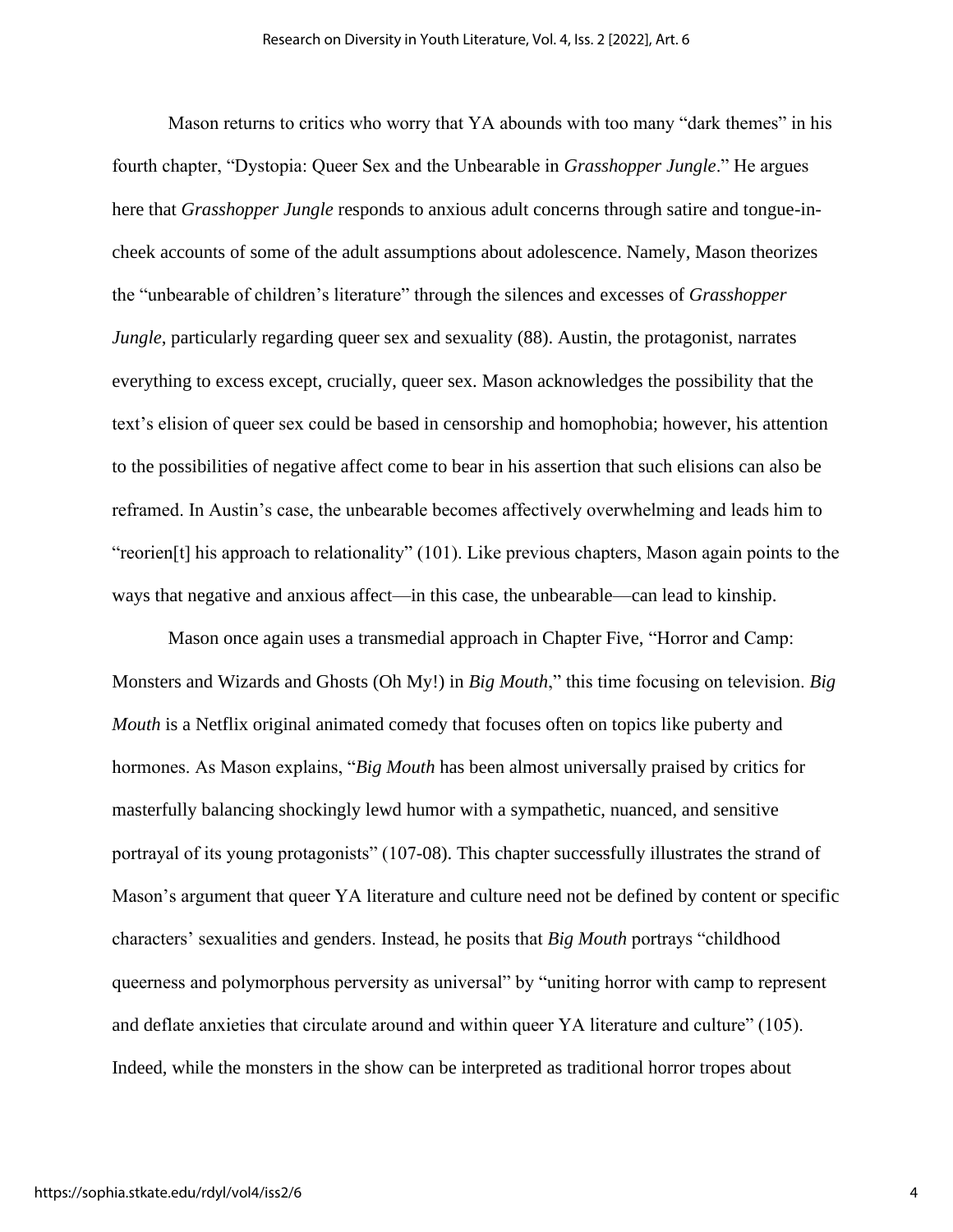Mason returns to critics who worry that YA abounds with too many "dark themes" in his fourth chapter, "Dystopia: Queer Sex and the Unbearable in *Grasshopper Jungle*." He argues here that *Grasshopper Jungle* responds to anxious adult concerns through satire and tongue-in-cheek accounts of some of the adult assumptions about adolescence. Namely, Mason theorizes the "unbearable of children's literature" through the silences and excesses of *Grasshopper Jungle*, particularly regarding queer sex and sexuality (88). Austin, the protagonist, narrates everything to excess except, crucially, queer sex. Mason acknowledges the possibility that the text's elision of queer sex could be based in censorship and homophobia; however, his attention to the possibilities of negative affect come to bear in his assertion that such elisions can also be reframed. In Austin's case, the unbearable becomes affectively overwhelming and leads him to "reorien[t] his approach to relationality" (101). Like previous chapters, Mason again points to the ways that negative and anxious affect—in this case, the unbearable—can lead to kinship.

Mason once again uses a transmedial approach in Chapter Five, "Horror and Camp: Monsters and Wizards and Ghosts (Oh My!) in *Big Mouth*," this time focusing on television. *Big Mouth* is a Netflix original animated comedy that focuses often on topics like puberty and hormones. As Mason explains, "*Big Mouth* has been almost universally praised by critics for masterfully balancing shockingly lewd humor with a sympathetic, nuanced, and sensitive portrayal of its young protagonists" (107-08). This chapter successfully illustrates the strand of Mason's argument that queer YA literature and culture need not be defined by content or specific characters' sexualities and genders. Instead, he posits that *Big Mouth* portrays "childhood queerness and polymorphous perversity as universal" by "uniting horror with camp to represent and deflate anxieties that circulate around and within queer YA literature and culture" (105). Indeed, while the monsters in the show can be interpreted as traditional horror tropes about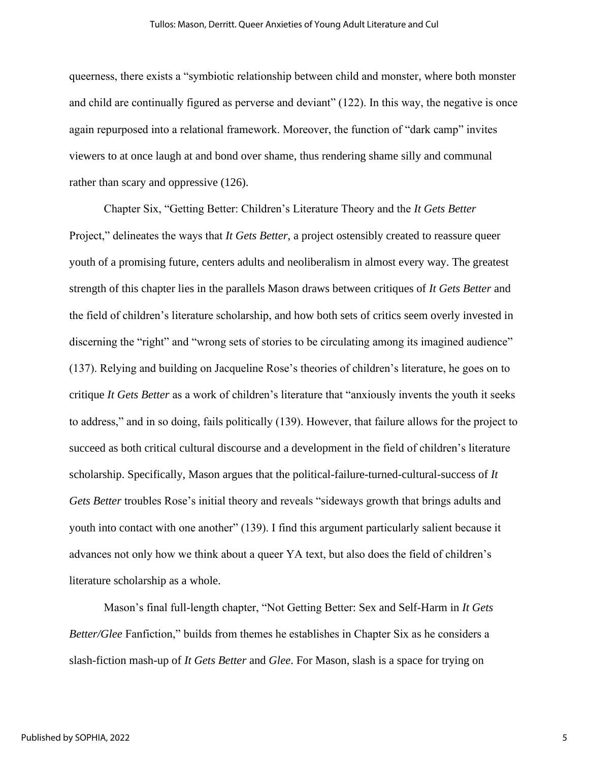queerness, there exists a "symbiotic relationship between child and monster, where both monster and child are continually figured as perverse and deviant" (122). In this way, the negative is once again repurposed into a relational framework. Moreover, the function of "dark camp" invites viewers to at once laugh at and bond over shame, thus rendering shame silly and communal rather than scary and oppressive (126).

Chapter Six, "Getting Better: Children's Literature Theory and the *It Gets Better* Project," delineates the ways that *It Gets Better*, a project ostensibly created to reassure queer youth of a promising future, centers adults and neoliberalism in almost every way. The greatest strength of this chapter lies in the parallels Mason draws between critiques of *It Gets Better* and the field of children's literature scholarship, and how both sets of critics seem overly invested in discerning the "right" and "wrong sets of stories to be circulating among its imagined audience" (137). Relying and building on Jacqueline Rose's theories of children's literature, he goes on to critique *It Gets Better* as a work of children's literature that "anxiously invents the youth it seeks to address," and in so doing, fails politically (139). However, that failure allows for the project to succeed as both critical cultural discourse and a development in the field of children's literature scholarship. Specifically, Mason argues that the political-failure-turned-cultural-success of *It Gets Better* troubles Rose's initial theory and reveals "sideways growth that brings adults and youth into contact with one another" (139). I find this argument particularly salient because it advances not only how we think about a queer YA text, but also does the field of children's literature scholarship as a whole.

Mason's final full-length chapter, "Not Getting Better: Sex and Self-Harm in *It Gets Better/Glee* Fanfiction," builds from themes he establishes in Chapter Six as he considers a slash-fiction mash-up of *It Gets Better* and *Glee*. For Mason, slash is a space for trying on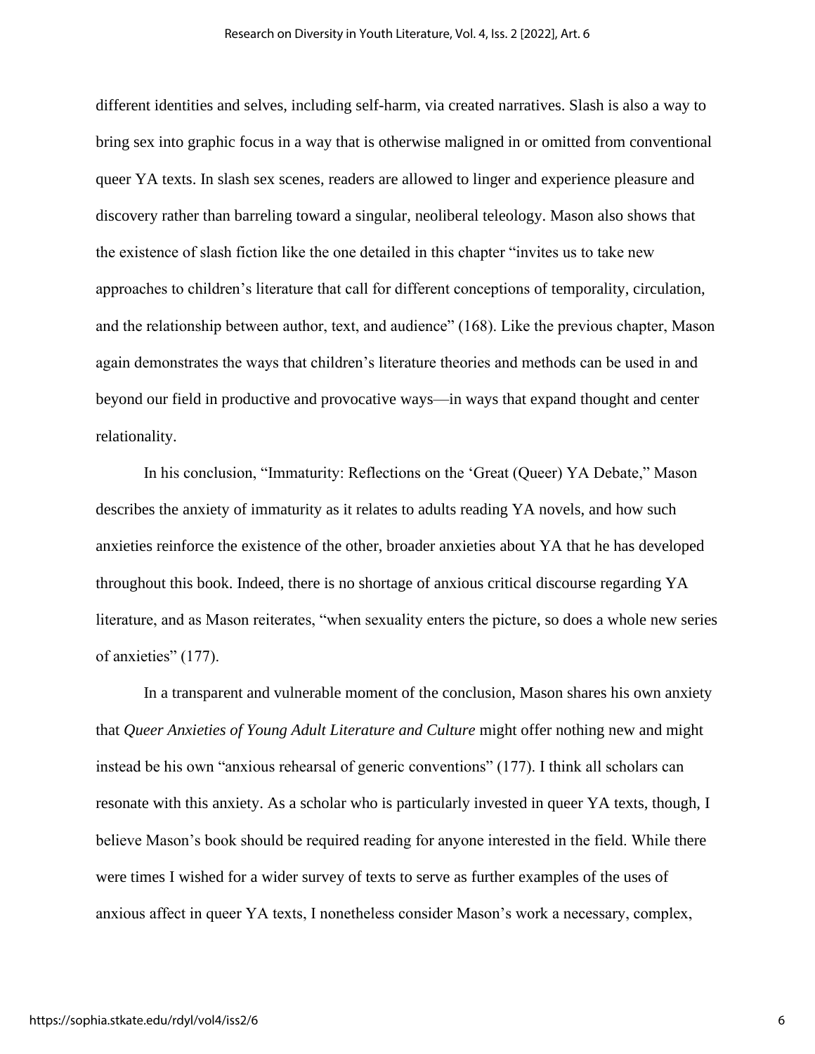different identities and selves, including self-harm, via created narratives. Slash is also a way to bring sex into graphic focus in a way that is otherwise maligned in or omitted from conventional queer YA texts. In slash sex scenes, readers are allowed to linger and experience pleasure and discovery rather than barreling toward a singular, neoliberal teleology. Mason also shows that the existence of slash fiction like the one detailed in this chapter "invites us to take new approaches to children's literature that call for different conceptions of temporality, circulation, and the relationship between author, text, and audience" (168). Like the previous chapter, Mason again demonstrates the ways that children's literature theories and methods can be used in and beyond our field in productive and provocative ways—in ways that expand thought and center relationality.

In his conclusion, "Immaturity: Reflections on the 'Great (Queer) YA Debate," Mason describes the anxiety of immaturity as it relates to adults reading YA novels, and how such anxieties reinforce the existence of the other, broader anxieties about YA that he has developed throughout this book. Indeed, there is no shortage of anxious critical discourse regarding YA literature, and as Mason reiterates, "when sexuality enters the picture, so does a whole new series of anxieties" (177).

In a transparent and vulnerable moment of the conclusion, Mason shares his own anxiety that *Queer Anxieties of Young Adult Literature and Culture* might offer nothing new and might instead be his own "anxious rehearsal of generic conventions" (177). I think all scholars can resonate with this anxiety. As a scholar who is particularly invested in queer YA texts, though, I believe Mason's book should be required reading for anyone interested in the field. While there were times I wished for a wider survey of texts to serve as further examples of the uses of anxious affect in queer YA texts, I nonetheless consider Mason's work a necessary, complex,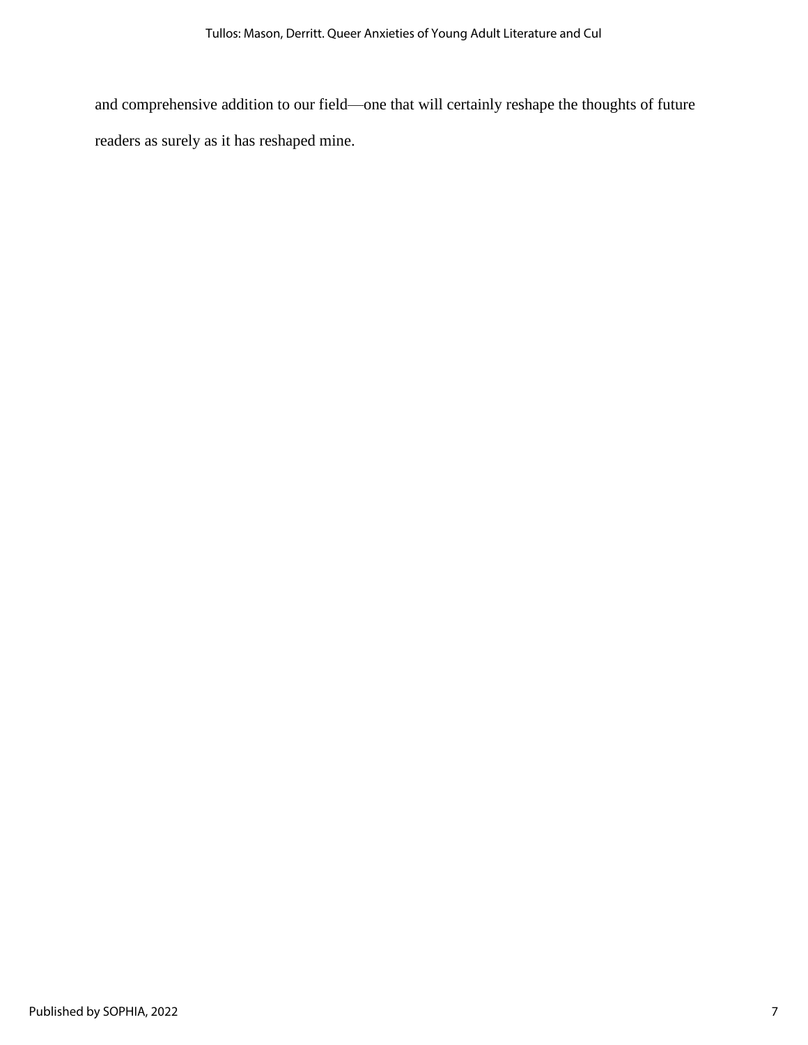and comprehensive addition to our field—one that will certainly reshape the thoughts of future readers as surely as it has reshaped mine.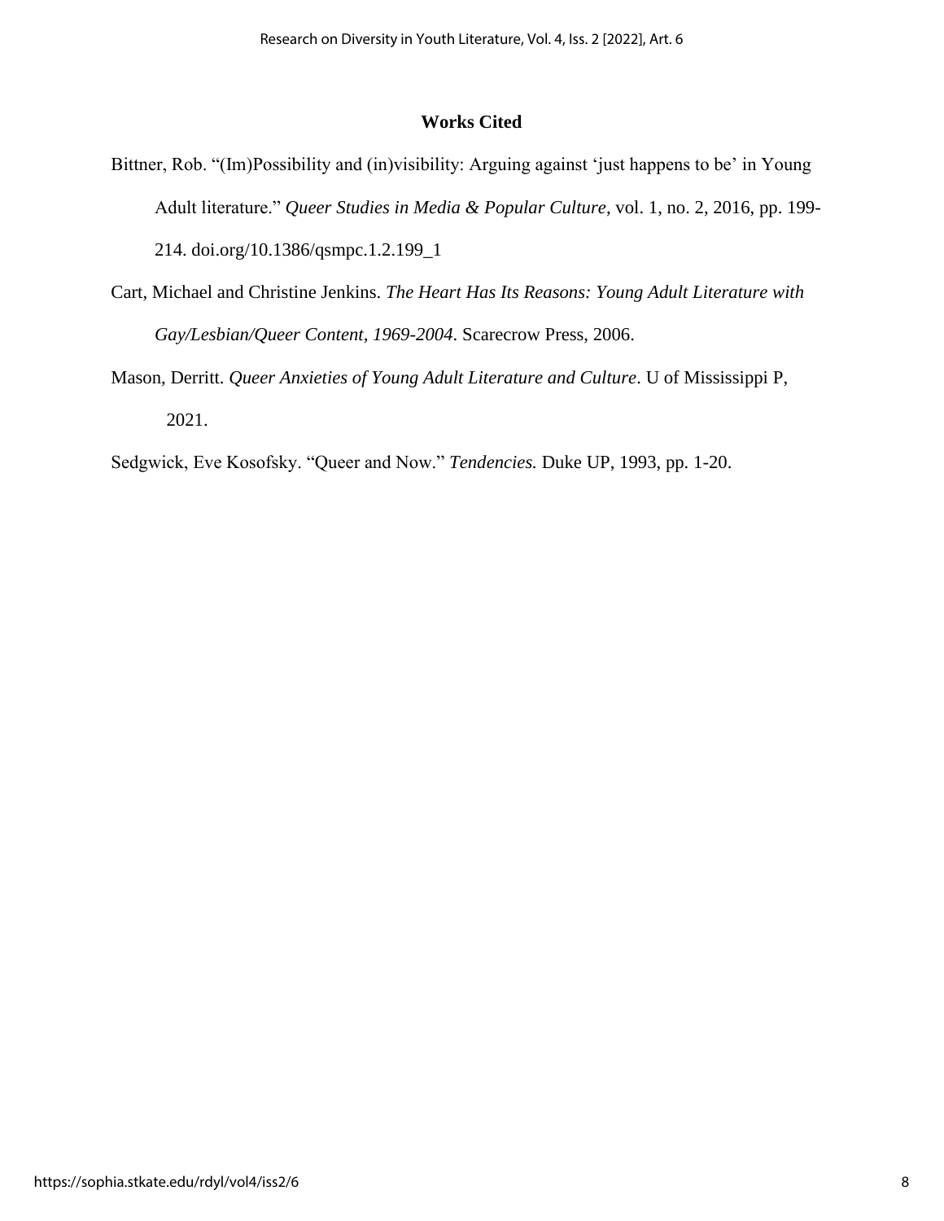## Works Cited

Bittner, Rob. "(Im)Possibility and (in)visibility: Arguing against 'just happens to be' in Young Adult literature." *Queer Studies in Media & Popular Culture*, vol. 1, no. 2, 2016, pp. 199-214. doi.org/10.1386/qsmpc.1.2.199_1

Cart, Michael and Christine Jenkins. *The Heart Has Its Reasons: Young Adult Literature with Gay/Lesbian/Queer Content, 1969-2004*. Scarecrow Press, 2006.

Mason, Derritt. *Queer Anxieties of Young Adult Literature and Culture*. U of Mississippi P, 2021.

Sedgwick, Eve Kosofsky. "Queer and Now." *Tendencies.* Duke UP, 1993, pp. 1-20.